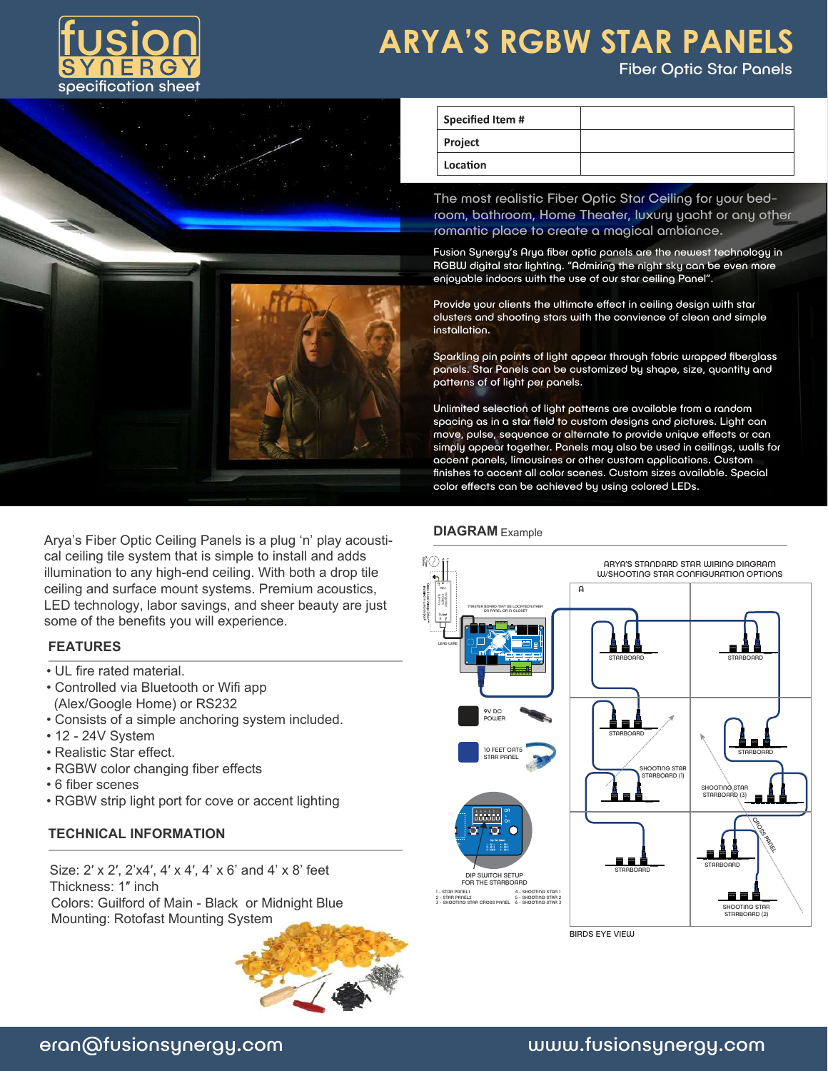# ARYA'S RGBW STAR PANELS

Fiber Optic Star Panels

fusion SYNERGY specification sheet

| Specified Item # | |
|---|---|
| Project | |
| Location | |

The most realistic Fiber Optic Star Ceiling for your bedroom, bathroom, Home Theater, luxury yacht or any other romantic place to create a magical ambiance.

Fusion Synergy's Arya fiber optic panels are the newest technology in RGBW digital star lighting. "Admiring the night sky can be even more enjoyable indoors with the use of our star ceiling Panel".

Provide your clients the ultimate effect in ceiling design with star clusters and shooting stars with the convience of clean and simple installation.

Sparkling pin points of light appear through fabric wrapped fiberglass panels. Star Panels can be customized by shape, size, quantity and patterns of of light per panels.

Unlimited selection of light patterns are available from a random spacing as in a star field to custom designs and pictures. Light can move, pulse, sequence or alternate to provide unique effects or can simply appear together. Panels may also be used in ceilings, walls for accent panels, limousines or other custom applications. Custom finishes to accent all color scenes. Custom sizes available. Special color effects can be achieved by using colored LEDs.

Arya's Fiber Optic Ceiling Panels is a plug 'n' play acoustical ceiling tile system that is simple to install and adds illumination to any high-end ceiling. With both a drop tile ceiling and surface mount systems. Premium acoustics, LED technology, labor savings, and sheer beauty are just some of the benefits you will experience.

## FEATURES

- UL fire rated material.
- Controlled via Bluetooth or Wifi app (Alex/Google Home) or RS232
- Consists of a simple anchoring system included.
- 12 - 24V System
- Realistic Star effect.
- RGBW color changing fiber effects
- 6 fiber scenes
- RGBW strip light port for cove or accent lighting

## TECHNICAL INFORMATION

Size: 2′ x 2′, 2′x4′, 4′ x 4′, 4′ x 6′ and 4′ x 8′ feet
Thickness: 1″ inch
Colors: Guilford of Main - Black or Midnight Blue
Mounting: Rotofast Mounting System

## DIAGRAM Example

ARYA'S STANDARD STAR WIRING DIAGRAM W/SHOOTING STAR CONFIGURATION OPTIONS

MASTER BOARD MAY BE LOCATED EITHER ON PANEL OR IN CLOSET

LEAD WIRE

9V DC POWER

10 FEET CAT5 STAR PANEL

DIP SWITCH SETUP FOR THE STARBOARD

1 - STAR PANEL1
2 - STAR PANEL2
3 - SHOOTING STAR CROSS PANEL
4 - SHOOTING STAR 1
5 - SHOOTING STAR 2
6 - SHOOTING STAR 3

A

STARBOARD

STARBOARD

STARBOARD

SHOOTING STAR STARBOARD (1)

STARBOARD

SHOOTING STAR STARBOARD (3)

CROSS PANEL

STARBOARD

STARBOARD

SHOOTING STAR STARBOARD (2)

BIRDS EYE VIEW

eran@fusionsynergy.com

www.fusionsynergy.com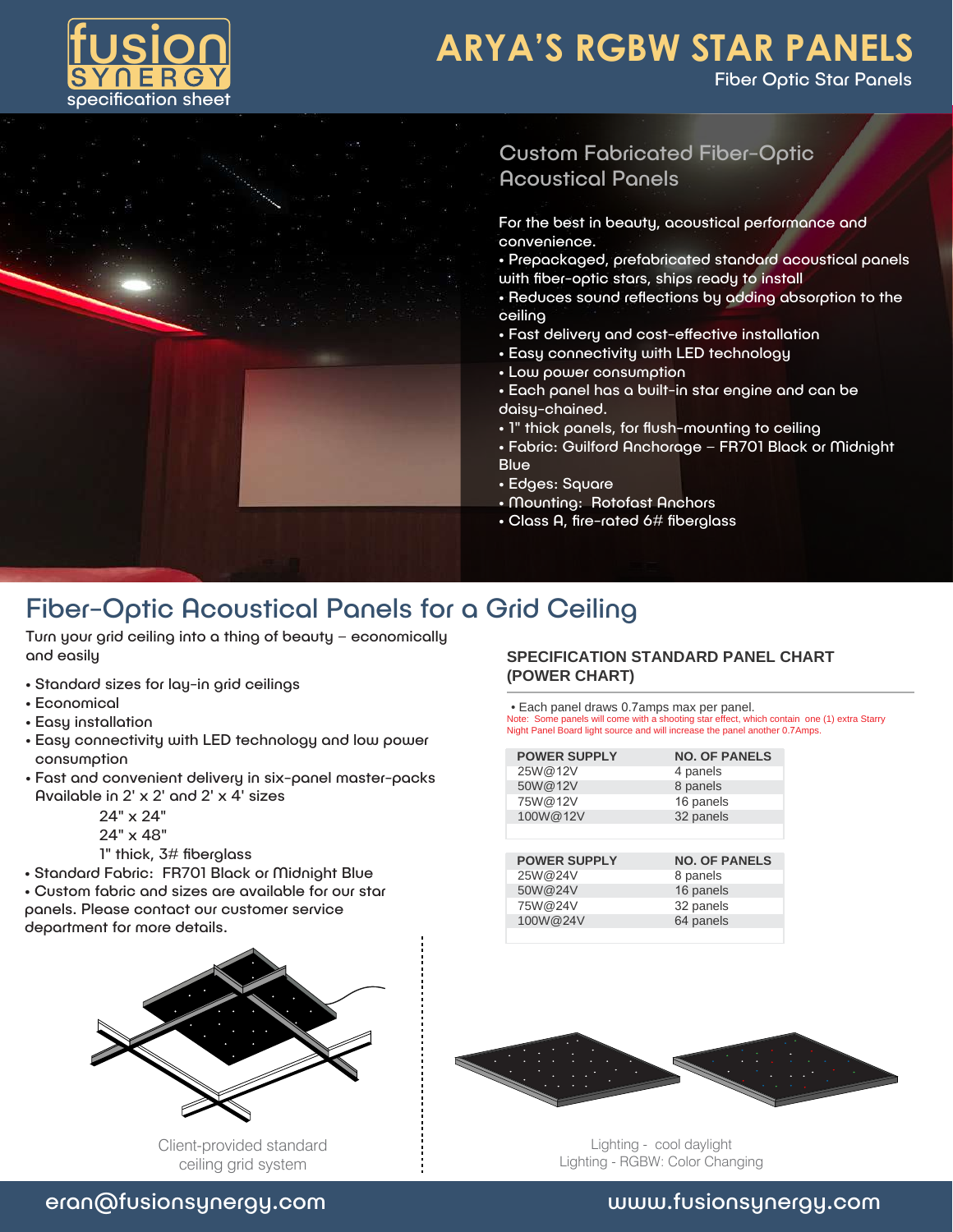fusion SYNERGY specification sheet

# ARYA'S RGBW STAR PANELS

Fiber Optic Star Panels

## Custom Fabricated Fiber-Optic Acoustical Panels

For the best in beauty, acoustical performance and convenience.

- Prepackaged, prefabricated standard acoustical panels with fiber-optic stars, ships ready to install
- Reduces sound reflections by adding absorption to the ceiling
- Fast delivery and cost-effective installation
- Easy connectivity with LED technology
- Low power consumption
- Each panel has a built-in star engine and can be daisy-chained.
- 1" thick panels, for flush-mounting to ceiling
- Fabric: Guilford Anchorage – FR701 Black or Midnight Blue
- Edges: Square
- Mounting: Rotofast Anchors
- Class A, fire-rated 6# fiberglass

## Fiber-Optic Acoustical Panels for a Grid Ceiling

Turn your grid ceiling into a thing of beauty – economically and easily

- Standard sizes for lay-in grid ceilings
- Economical
- Easy installation
- Easy connectivity with LED technology and low power consumption
- Fast and convenient delivery in six-panel master-packs Available in 2' x 2' and 2' x 4' sizes
  - 24" x 24"
  - 24" x 48"
  - 1" thick, 3# fiberglass
- Standard Fabric: FR701 Black or Midnight Blue
- Custom fabric and sizes are available for our star panels. Please contact our customer service department for more details.

Client-provided standard ceiling grid system

### SPECIFICATION STANDARD PANEL CHART (POWER CHART)

- Each panel draws 0.7amps max per panel.

Note: Some panels will come with a shooting star effect, which contain one (1) extra Starry Night Panel Board light source and will increase the panel another 0.7Amps.

| POWER SUPPLY | NO. OF PANELS |
|---|---|
| 25W@12V | 4 panels |
| 50W@12V | 8 panels |
| 75W@12V | 16 panels |
| 100W@12V | 32 panels |

| POWER SUPPLY | NO. OF PANELS |
|---|---|
| 25W@24V | 8 panels |
| 50W@24V | 16 panels |
| 75W@24V | 32 panels |
| 100W@24V | 64 panels |

Lighting - cool daylight
Lighting - RGBW: Color Changing

eran@fusionsynergy.com www.fusionsynergy.com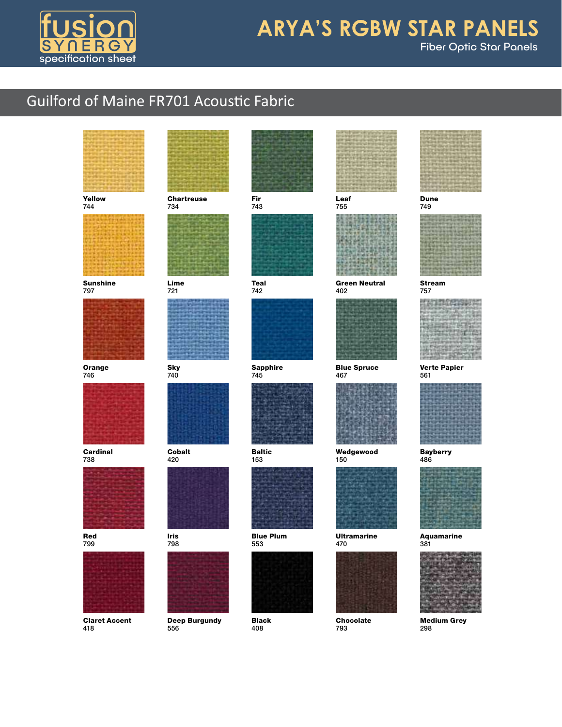# ARYA'S RGBW STAR PANELS

Fiber Optic Star Panels

fusion SYNERGY specification sheet

## Guilford of Maine FR701 Acoustic Fabric

| | | | | |
|---|---|---|---|---|
| **Yellow** 744 | **Chartreuse** 734 | **Fir** 743 | **Leaf** 755 | **Dune** 749 |
| **Sunshine** 797 | **Lime** 721 | **Teal** 742 | **Green Neutral** 402 | **Stream** 757 |
| **Orange** 746 | **Sky** 740 | **Sapphire** 745 | **Blue Spruce** 467 | **Verte Papier** 561 |
| **Cardinal** 738 | **Cobalt** 420 | **Baltic** 153 | **Wedgewood** 150 | **Bayberry** 486 |
| **Red** 799 | **Iris** 798 | **Blue Plum** 553 | **Ultramarine** 470 | **Aquamarine** 381 |
| **Claret Accent** 418 | **Deep Burgundy** 556 | **Black** 408 | **Chocolate** 793 | **Medium Grey** 298 |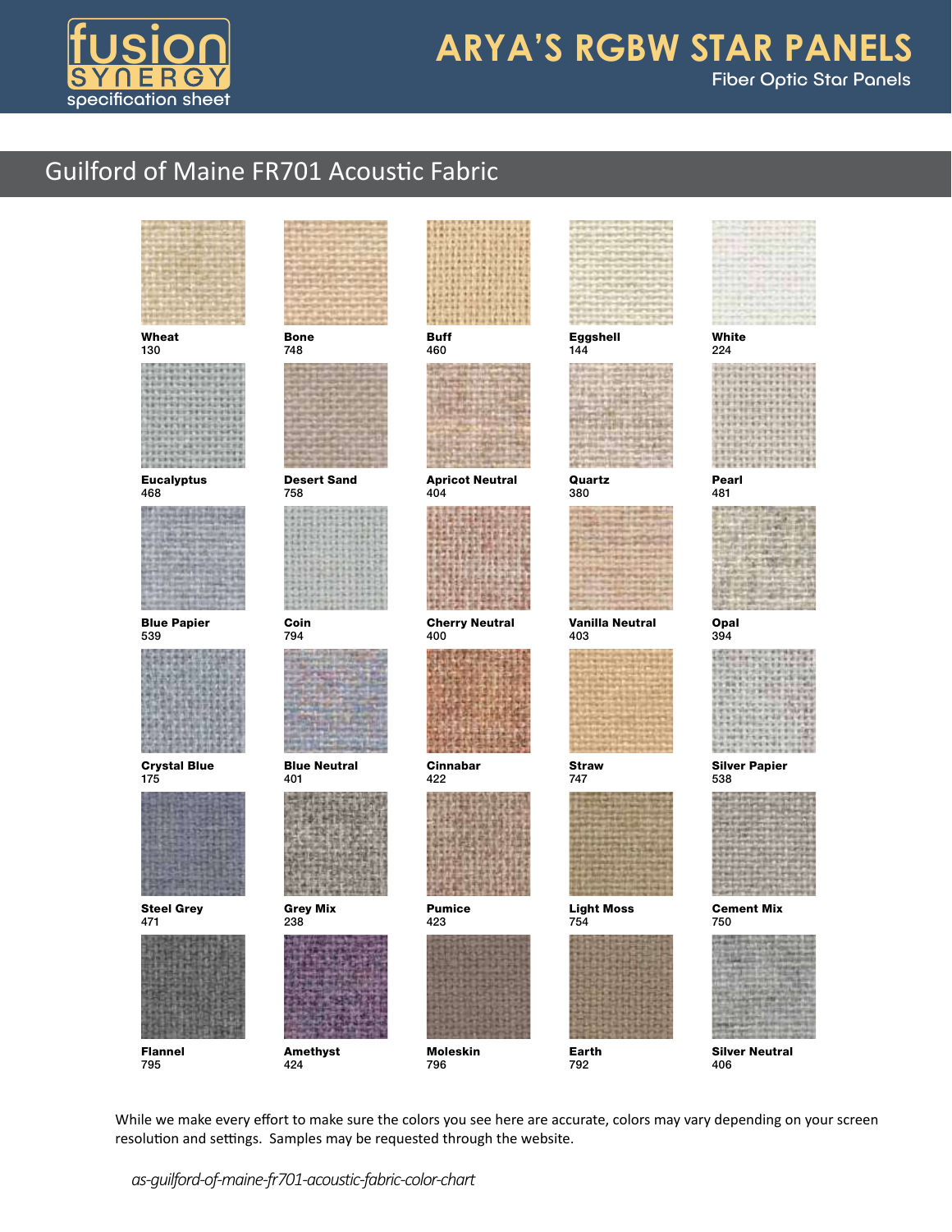# ARYA'S RGBW STAR PANELS

Fiber Optic Star Panels

## Guilford of Maine FR701 Acoustic Fabric

| | | | | |
|---|---|---|---|---|
| **Wheat** 130 | **Bone** 748 | **Buff** 460 | **Eggshell** 144 | **White** 224 |
| **Eucalyptus** 468 | **Desert Sand** 758 | **Apricot Neutral** 404 | **Quartz** 380 | **Pearl** 481 |
| **Blue Papier** 539 | **Coin** 794 | **Cherry Neutral** 400 | **Vanilla Neutral** 403 | **Opal** 394 |
| **Crystal Blue** 175 | **Blue Neutral** 401 | **Cinnabar** 422 | **Straw** 747 | **Silver Papier** 538 |
| **Steel Grey** 471 | **Grey Mix** 238 | **Pumice** 423 | **Light Moss** 754 | **Cement Mix** 750 |
| **Flannel** 795 | **Amethyst** 424 | **Moleskin** 796 | **Earth** 792 | **Silver Neutral** 406 |

While we make every effort to make sure the colors you see here are accurate, colors may vary depending on your screen resolution and settings. Samples may be requested through the website.

*as-guilford-of-maine-fr701-acoustic-fabric-color-chart*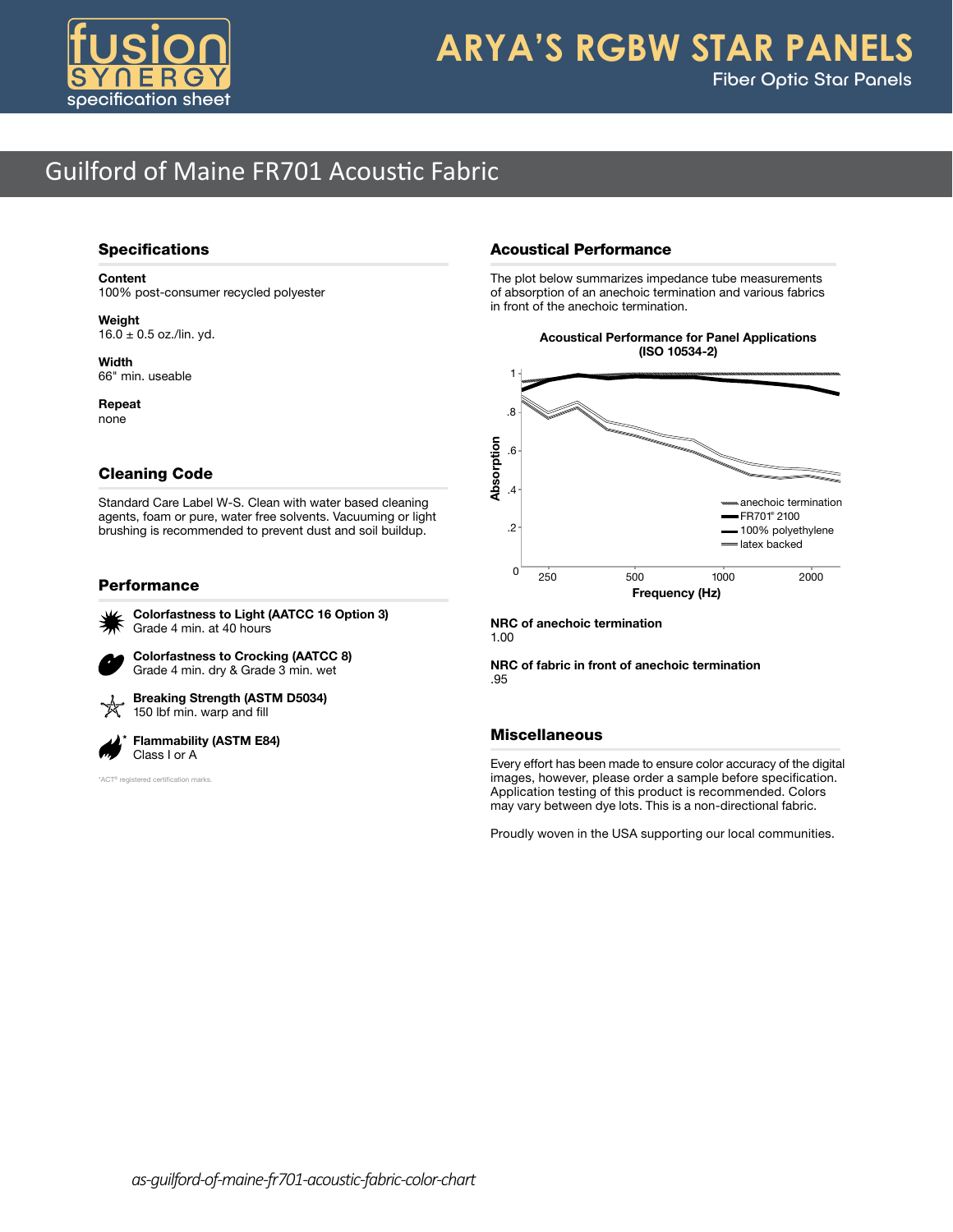# ARYA'S RGBW STAR PANELS

Fiber Optic Star Panels

fusion SYNERGY specification sheet

## Guilford of Maine FR701 Acoustic Fabric

### Specifications

**Content**
100% post-consumer recycled polyester

**Weight**
16.0 ± 0.5 oz./lin. yd.

**Width**
66" min. useable

**Repeat**
none

### Cleaning Code

Standard Care Label W-S. Clean with water based cleaning agents, foam or pure, water free solvents. Vacuuming or light brushing is recommended to prevent dust and soil buildup.

### Performance

**Colorfastness to Light (AATCC 16 Option 3)**
Grade 4 min. at 40 hours

**Colorfastness to Crocking (AATCC 8)**
Grade 4 min. dry & Grade 3 min. wet

**Breaking Strength (ASTM D5034)**
150 lbf min. warp and fill

**Flammability (ASTM E84)**
Class I or A

*ACT® registered certification marks.

### Acoustical Performance

The plot below summarizes impedance tube measurements of absorption of an anechoic termination and various fabrics in front of the anechoic termination.

**Acoustical Performance for Panel Applications (ISO 10534-2)**

Absorption (0 to 1) vs. Frequency (Hz) (250, 500, 1000, 2000)

Legend: anechoic termination; FR701® 2100; 100% polyethylene; latex backed

**NRC of anechoic termination**
1.00

**NRC of fabric in front of anechoic termination**
.95

### Miscellaneous

Every effort has been made to ensure color accuracy of the digital images, however, please order a sample before specification. Application testing of this product is recommended. Colors may vary between dye lots. This is a non-directional fabric.

Proudly woven in the USA supporting our local communities.

*as-guilford-of-maine-fr701-acoustic-fabric-color-chart*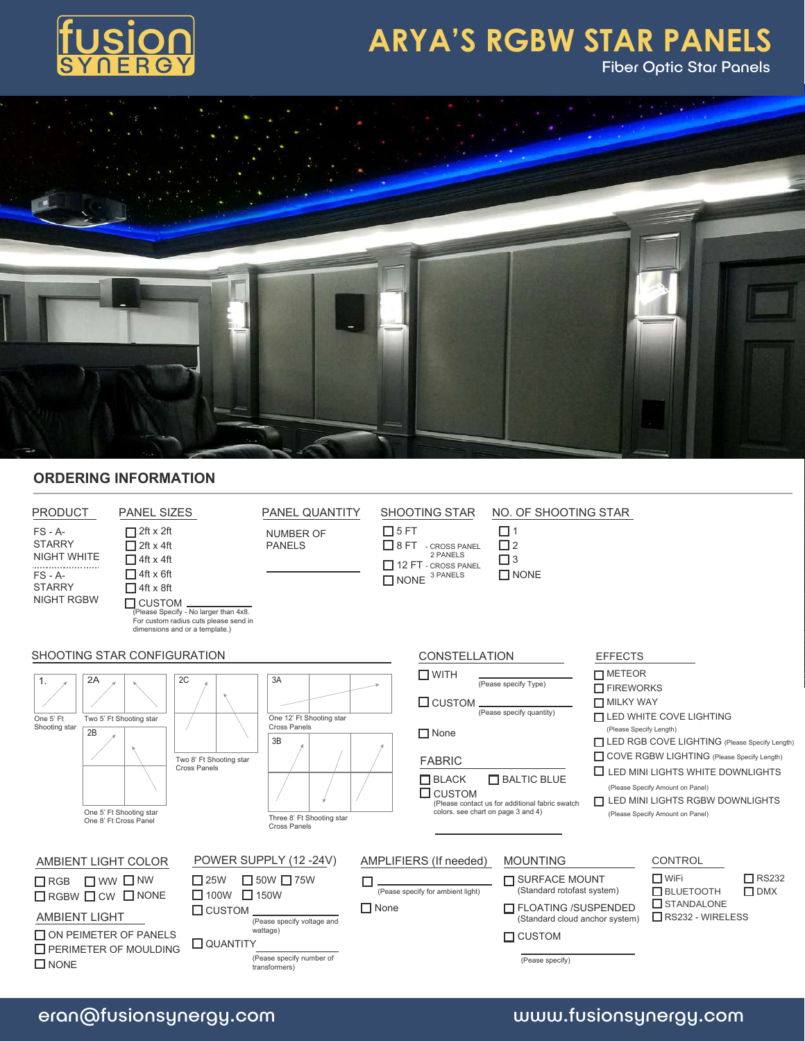# ARYA'S RGBW STAR PANELS

Fiber Optic Star Panels

## ORDERING INFORMATION

**PRODUCT**

FS - A- STARRY NIGHT WHITE

FS - A- STARRY NIGHT RGBW

**PANEL SIZES**

- ☐ 2ft x 2ft
- ☐ 2ft x 4ft
- ☐ 4ft x 4ft
- ☐ 4ft x 6ft
- ☐ 4ft x 8ft
- ☐ CUSTOM ________ (Please Specify - No larger than 4x8. For custom radius cuts please send in dimensions and or a template.)

**PANEL QUANTITY**

NUMBER OF PANELS ________

**SHOOTING STAR**

- ☐ 5 FT
- ☐ 8 FT - CROSS PANEL 2 PANELS
- ☐ 12 FT - CROSS PANEL 3 PANELS
- ☐ NONE

**NO. OF SHOOTING STAR**

- ☐ 1
- ☐ 2
- ☐ 3
- ☐ NONE

**SHOOTING STAR CONFIGURATION**

- 1. One 5' Ft Shooting star
- 2A. Two 5' Ft Shooting star
- 2B. One 5' Ft Shooting star One 8' Ft Cross Panel
- 2C. Two 8' Ft Shooting star Cross Panels
- 3A. One 12' Ft Shooting star Cross Panels
- 3B. Three 8' Ft Shooting star Cross Panels

**CONSTELLATION**

- ☐ WITH ________ (Pease specify Type)
- ☐ CUSTOM ________ (Pease specify quantity)
- ☐ None

**FABRIC**

- ☐ BLACK
- ☐ BALTIC BLUE
- ☐ CUSTOM (Please contact us for additional fabric swatch colors. see chart on page 3 and 4) ________

**EFFECTS**

- ☐ METEOR
- ☐ FIREWORKS
- ☐ MILKY WAY
- ☐ LED WHITE COVE LIGHTING (Please Specify Length)
- ☐ LED RGB COVE LIGHTING (Please Specify Length)
- ☐ COVE RGBW LIGHTING (Please Specify Length)
- ☐ LED MINI LIGHTS WHITE DOWNLIGHTS (Please Specify Amount on Panel)
- ☐ LED MINI LIGHTS RGBW DOWNLIGHTS (Please Specify Amount on Panel)

**AMBIENT LIGHT COLOR**

- ☐ RGB ☐ WW ☐ NW
- ☐ RGBW ☐ CW ☐ NONE

**AMBIENT LIGHT**

- ☐ ON PEIMETER OF PANELS
- ☐ PERIMETER OF MOULDING
- ☐ NONE

**POWER SUPPLY (12 -24V)**

- ☐ 25W ☐ 50W ☐ 75W
- ☐ 100W ☐ 150W
- ☐ CUSTOM ________ (Pease specify voltage and wattage)
- ☐ QUANTITY ________ (Pease specify number of transformers)

**AMPLIFIERS (If needed)**

- ☐ ________ (Pease specify for ambient light)
- ☐ None

**MOUNTING**

- ☐ SURFACE MOUNT (Standard rotofast system)
- ☐ FLOATING /SUSPENDED (Standard cloud anchor system)
- ☐ CUSTOM ________ (Pease specify)

**CONTROL**

- ☐ WiFi
- ☐ RS232
- ☐ BLUETOOTH
- ☐ DMX
- ☐ STANDALONE
- ☐ RS232 - WIRELESS

eran@fusionsynergy.com www.fusionsynergy.com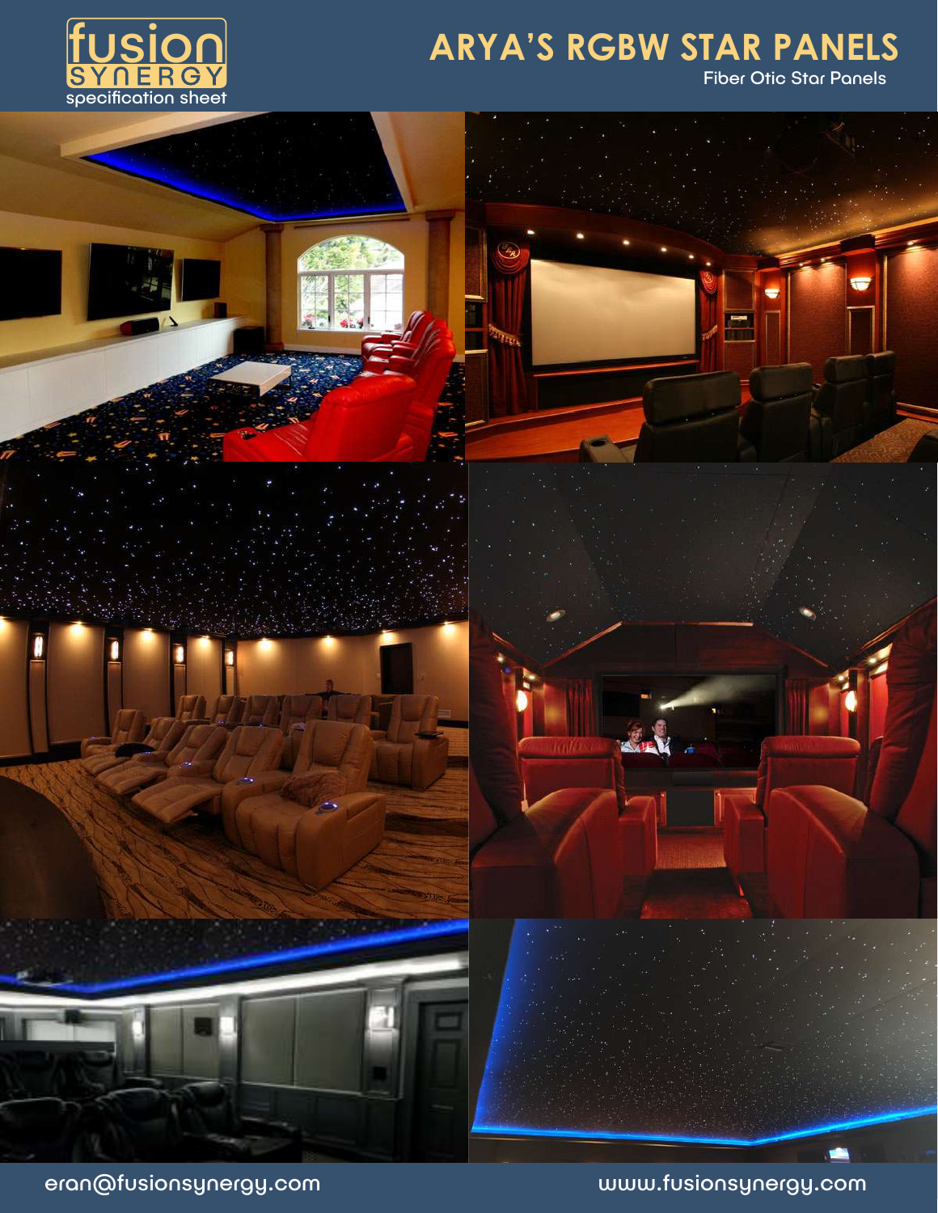fusion SYNERGY specification sheet

# ARYA'S RGBW STAR PANELS

Fiber Otic Star Panels

eran@fusionsynergy.com

www.fusionsynergy.com